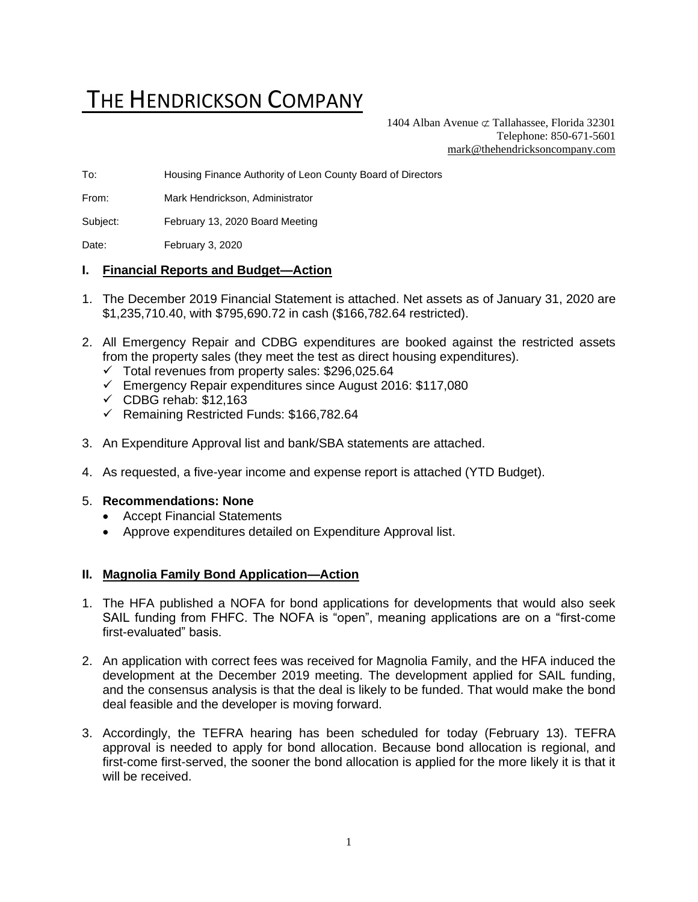# THE HENDRICKSON COMPANY

1404 Alban Avenue ⊄ Tallahassee, Florida 32301
Telephone: 850-671-5601
mark@thehendricksoncompany.com

To: Housing Finance Authority of Leon County Board of Directors

From: Mark Hendrickson, Administrator

Subject: February 13, 2020 Board Meeting

Date: February 3, 2020

## I. Financial Reports and Budget—Action

1. The December 2019 Financial Statement is attached. Net assets as of January 31, 2020 are $1,235,710.40, with $795,690.72 in cash ($166,782.64 restricted).

2. All Emergency Repair and CDBG expenditures are booked against the restricted assets from the property sales (they meet the test as direct housing expenditures).
   - ✓ Total revenues from property sales: $296,025.64
   - ✓ Emergency Repair expenditures since August 2016: $117,080
   - ✓ CDBG rehab: $12,163
   - ✓ Remaining Restricted Funds: $166,782.64

3. An Expenditure Approval list and bank/SBA statements are attached.

4. As requested, a five-year income and expense report is attached (YTD Budget).

5. **Recommendations: None**
   - Accept Financial Statements
   - Approve expenditures detailed on Expenditure Approval list.

## II. Magnolia Family Bond Application—Action

1. The HFA published a NOFA for bond applications for developments that would also seek SAIL funding from FHFC. The NOFA is "open", meaning applications are on a "first-come first-evaluated" basis.

2. An application with correct fees was received for Magnolia Family, and the HFA induced the development at the December 2019 meeting. The development applied for SAIL funding, and the consensus analysis is that the deal is likely to be funded. That would make the bond deal feasible and the developer is moving forward.

3. Accordingly, the TEFRA hearing has been scheduled for today (February 13). TEFRA approval is needed to apply for bond allocation. Because bond allocation is regional, and first-come first-served, the sooner the bond allocation is applied for the more likely it is that it will be received.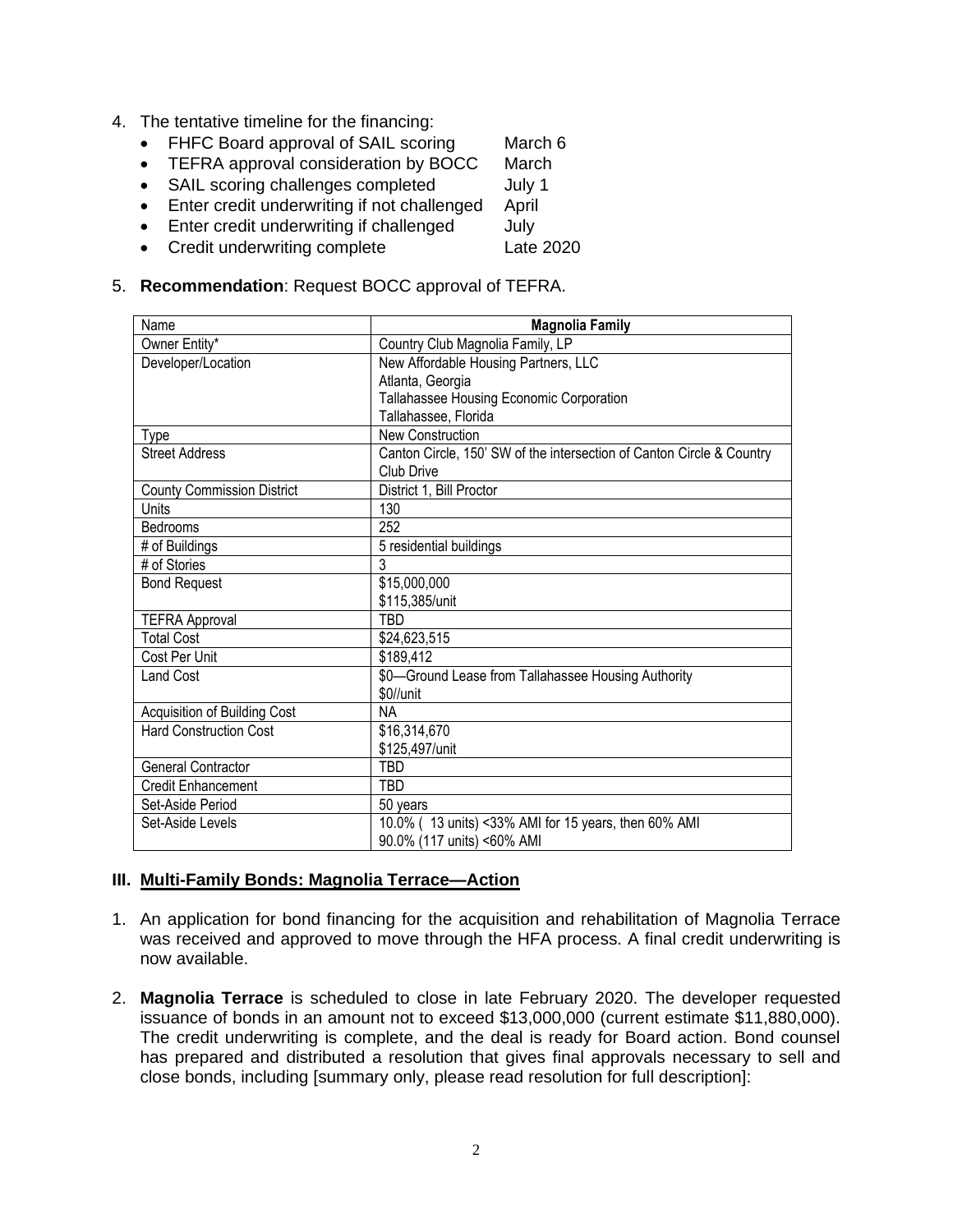4. The tentative timeline for the financing:
   - FHFC Board approval of SAIL scoring March 6
   - TEFRA approval consideration by BOCC March
   - SAIL scoring challenges completed July 1
   - Enter credit underwriting if not challenged April
   - Enter credit underwriting if challenged July
   - Credit underwriting complete Late 2020

5. **Recommendation**: Request BOCC approval of TEFRA.

| Name | **Magnolia Family** |
|---|---|
| Owner Entity* | Country Club Magnolia Family, LP |
| Developer/Location | New Affordable Housing Partners, LLC<br>Atlanta, Georgia<br>Tallahassee Housing Economic Corporation<br>Tallahassee, Florida |
| Type | New Construction |
| Street Address | Canton Circle, 150' SW of the intersection of Canton Circle & Country Club Drive |
| County Commission District | District 1, Bill Proctor |
| Units | 130 |
| Bedrooms | 252 |
| # of Buildings | 5 residential buildings |
| # of Stories | 3 |
| Bond Request | $15,000,000<br>$115,385/unit |
| TEFRA Approval | TBD |
| Total Cost | $24,623,515 |
| Cost Per Unit | $189,412 |
| Land Cost | $0—Ground Lease from Tallahassee Housing Authority<br>$0//unit |
| Acquisition of Building Cost | NA |
| Hard Construction Cost | $16,314,670<br>$125,497/unit |
| General Contractor | TBD |
| Credit Enhancement | TBD |
| Set-Aside Period | 50 years |
| Set-Aside Levels | 10.0% ( 13 units) <33% AMI for 15 years, then 60% AMI<br>90.0% (117 units) <60% AMI |

### III. Multi-Family Bonds: Magnolia Terrace—Action

1. An application for bond financing for the acquisition and rehabilitation of Magnolia Terrace was received and approved to move through the HFA process. A final credit underwriting is now available.

2. **Magnolia Terrace** is scheduled to close in late February 2020. The developer requested issuance of bonds in an amount not to exceed $13,000,000 (current estimate $11,880,000). The credit underwriting is complete, and the deal is ready for Board action. Bond counsel has prepared and distributed a resolution that gives final approvals necessary to sell and close bonds, including [summary only, please read resolution for full description]: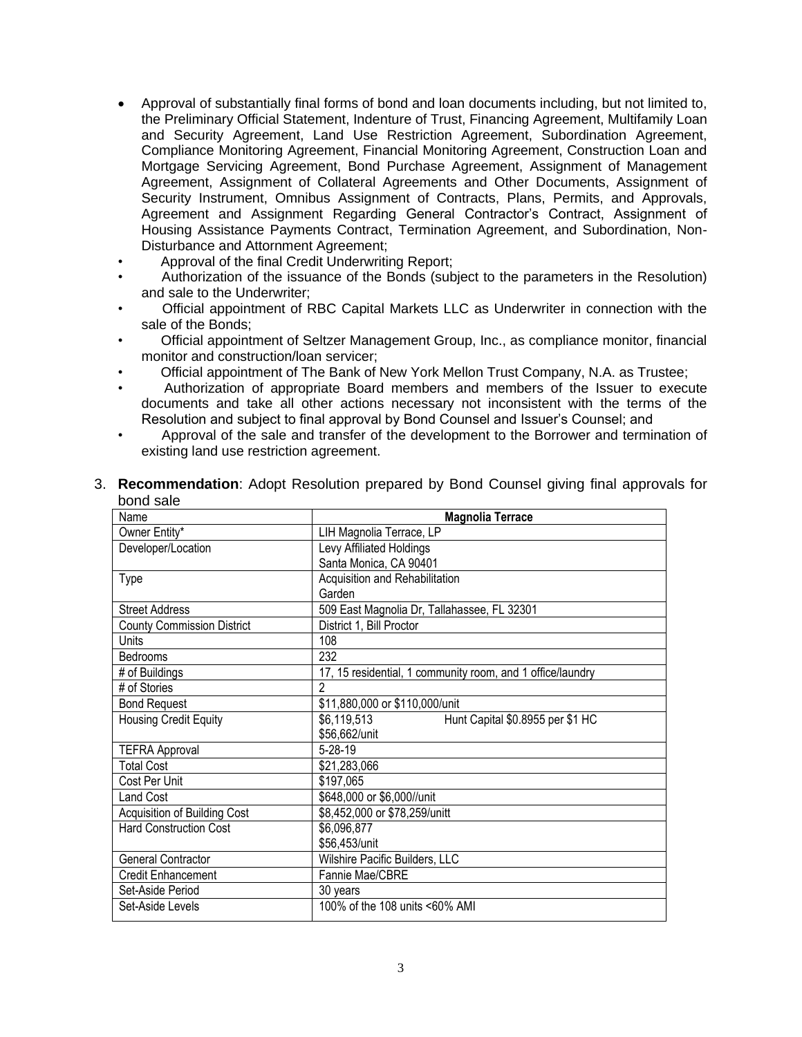- Approval of substantially final forms of bond and loan documents including, but not limited to, the Preliminary Official Statement, Indenture of Trust, Financing Agreement, Multifamily Loan and Security Agreement, Land Use Restriction Agreement, Subordination Agreement, Compliance Monitoring Agreement, Financial Monitoring Agreement, Construction Loan and Mortgage Servicing Agreement, Bond Purchase Agreement, Assignment of Management Agreement, Assignment of Collateral Agreements and Other Documents, Assignment of Security Instrument, Omnibus Assignment of Contracts, Plans, Permits, and Approvals, Agreement and Assignment Regarding General Contractor's Contract, Assignment of Housing Assistance Payments Contract, Termination Agreement, and Subordination, Non-Disturbance and Attornment Agreement;
- Approval of the final Credit Underwriting Report;
- Authorization of the issuance of the Bonds (subject to the parameters in the Resolution) and sale to the Underwriter;
- Official appointment of RBC Capital Markets LLC as Underwriter in connection with the sale of the Bonds;
- Official appointment of Seltzer Management Group, Inc., as compliance monitor, financial monitor and construction/loan servicer;
- Official appointment of The Bank of New York Mellon Trust Company, N.A. as Trustee;
- Authorization of appropriate Board members and members of the Issuer to execute documents and take all other actions necessary not inconsistent with the terms of the Resolution and subject to final approval by Bond Counsel and Issuer's Counsel; and
- Approval of the sale and transfer of the development to the Borrower and termination of existing land use restriction agreement.

3. **Recommendation**: Adopt Resolution prepared by Bond Counsel giving final approvals for bond sale

| Name | **Magnolia Terrace** |
|---|---|
| Owner Entity* | LIH Magnolia Terrace, LP |
| Developer/Location | Levy Affiliated Holdings<br>Santa Monica, CA 90401 |
| Type | Acquisition and Rehabilitation<br>Garden |
| Street Address | 509 East Magnolia Dr, Tallahassee, FL 32301 |
| County Commission District | District 1, Bill Proctor |
| Units | 108 |
| Bedrooms | 232 |
| # of Buildings | 17, 15 residential, 1 community room, and 1 office/laundry |
| # of Stories | 2 |
| Bond Request | $11,880,000 or $110,000/unit |
| Housing Credit Equity | $6,119,513 Hunt Capital $0.8955 per $1 HC<br>$56,662/unit |
| TEFRA Approval | 5-28-19 |
| Total Cost | $21,283,066 |
| Cost Per Unit | $197,065 |
| Land Cost | $648,000 or $6,000//unit |
| Acquisition of Building Cost | $8,452,000 or $78,259/unitt |
| Hard Construction Cost | $6,096,877<br>$56,453/unit |
| General Contractor | Wilshire Pacific Builders, LLC |
| Credit Enhancement | Fannie Mae/CBRE |
| Set-Aside Period | 30 years |
| Set-Aside Levels | 100% of the 108 units <60% AMI |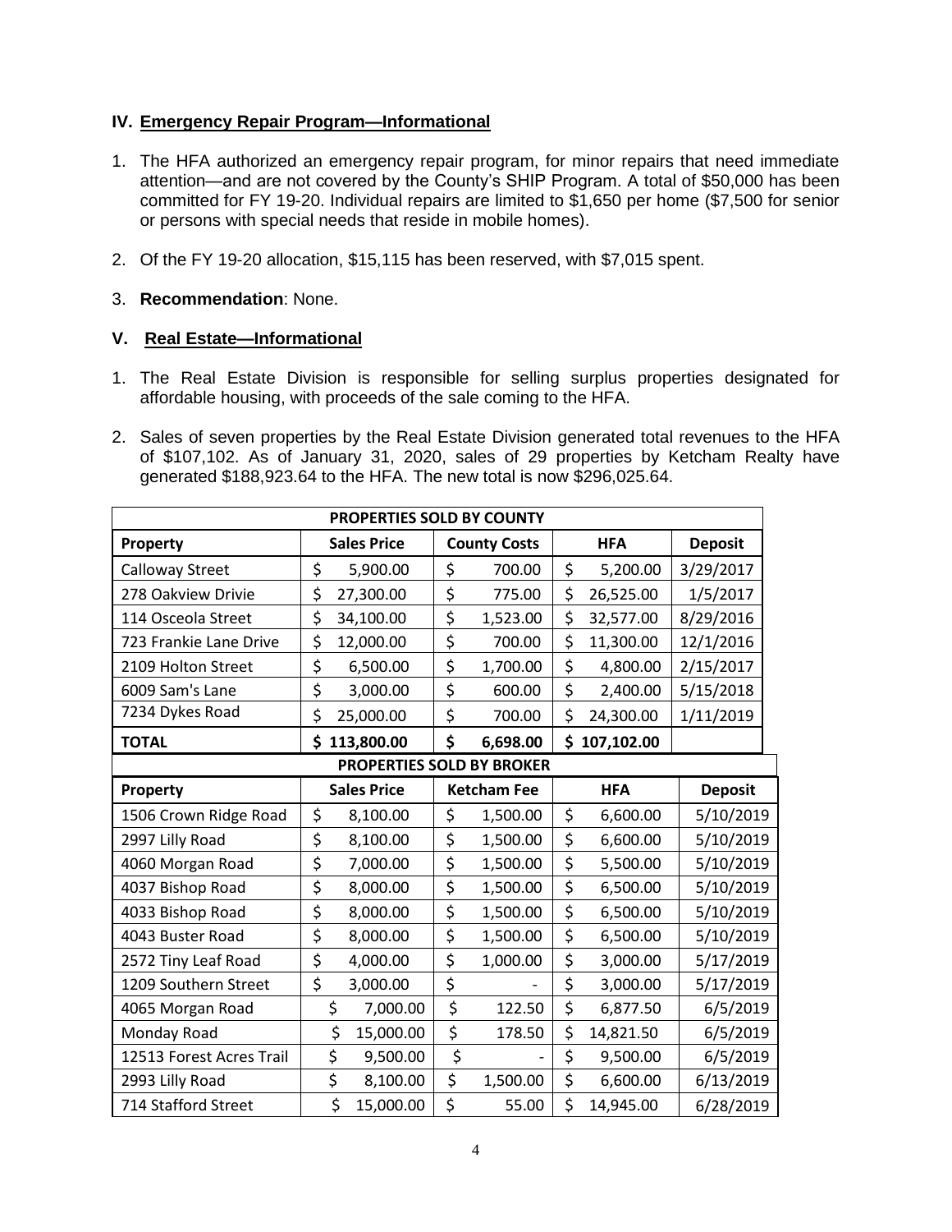## IV. Emergency Repair Program—Informational

1. The HFA authorized an emergency repair program, for minor repairs that need immediate attention—and are not covered by the County's SHIP Program. A total of $50,000 has been committed for FY 19-20. Individual repairs are limited to $1,650 per home ($7,500 for senior or persons with special needs that reside in mobile homes).

2. Of the FY 19-20 allocation, $15,115 has been reserved, with $7,015 spent.

3. **Recommendation**: None.

## V. Real Estate—Informational

1. The Real Estate Division is responsible for selling surplus properties designated for affordable housing, with proceeds of the sale coming to the HFA.

2. Sales of seven properties by the Real Estate Division generated total revenues to the HFA of $107,102. As of January 31, 2020, sales of 29 properties by Ketcham Realty have generated $188,923.64 to the HFA. The new total is now $296,025.64.

| PROPERTIES SOLD BY COUNTY | | | | |
|---|---|---|---|---|
| **Property** | **Sales Price** | **County Costs** | **HFA** | **Deposit** |
| Calloway Street | $ 5,900.00 | $ 700.00 | $ 5,200.00 | 3/29/2017 |
| 278 Oakview Drivie | $ 27,300.00 | $ 775.00 | $ 26,525.00 | 1/5/2017 |
| 114 Osceola Street | $ 34,100.00 | $ 1,523.00 | $ 32,577.00 | 8/29/2016 |
| 723 Frankie Lane Drive | $ 12,000.00 | $ 700.00 | $ 11,300.00 | 12/1/2016 |
| 2109 Holton Street | $ 6,500.00 | $ 1,700.00 | $ 4,800.00 | 2/15/2017 |
| 6009 Sam's Lane | $ 3,000.00 | $ 600.00 | $ 2,400.00 | 5/15/2018 |
| 7234 Dykes Road | $ 25,000.00 | $ 700.00 | $ 24,300.00 | 1/11/2019 |
| **TOTAL** | **$ 113,800.00** | **$ 6,698.00** | **$ 107,102.00** | |

| PROPERTIES SOLD BY BROKER | | | | |
|---|---|---|---|---|
| **Property** | **Sales Price** | **Ketcham Fee** | **HFA** | **Deposit** |
| 1506 Crown Ridge Road | $ 8,100.00 | $ 1,500.00 | $ 6,600.00 | 5/10/2019 |
| 2997 Lilly Road | $ 8,100.00 | $ 1,500.00 | $ 6,600.00 | 5/10/2019 |
| 4060 Morgan Road | $ 7,000.00 | $ 1,500.00 | $ 5,500.00 | 5/10/2019 |
| 4037 Bishop Road | $ 8,000.00 | $ 1,500.00 | $ 6,500.00 | 5/10/2019 |
| 4033 Bishop Road | $ 8,000.00 | $ 1,500.00 | $ 6,500.00 | 5/10/2019 |
| 4043 Buster Road | $ 8,000.00 | $ 1,500.00 | $ 6,500.00 | 5/10/2019 |
| 2572 Tiny Leaf Road | $ 4,000.00 | $ 1,000.00 | $ 3,000.00 | 5/17/2019 |
| 1209 Southern Street | $ 3,000.00 | $ - | $ 3,000.00 | 5/17/2019 |
| 4065 Morgan Road | $ 7,000.00 | $ 122.50 | $ 6,877.50 | 6/5/2019 |
| Monday Road | $ 15,000.00 | $ 178.50 | $ 14,821.50 | 6/5/2019 |
| 12513 Forest Acres Trail | $ 9,500.00 | $ - | $ 9,500.00 | 6/5/2019 |
| 2993 Lilly Road | $ 8,100.00 | $ 1,500.00 | $ 6,600.00 | 6/13/2019 |
| 714 Stafford Street | $ 15,000.00 | $ 55.00 | $ 14,945.00 | 6/28/2019 |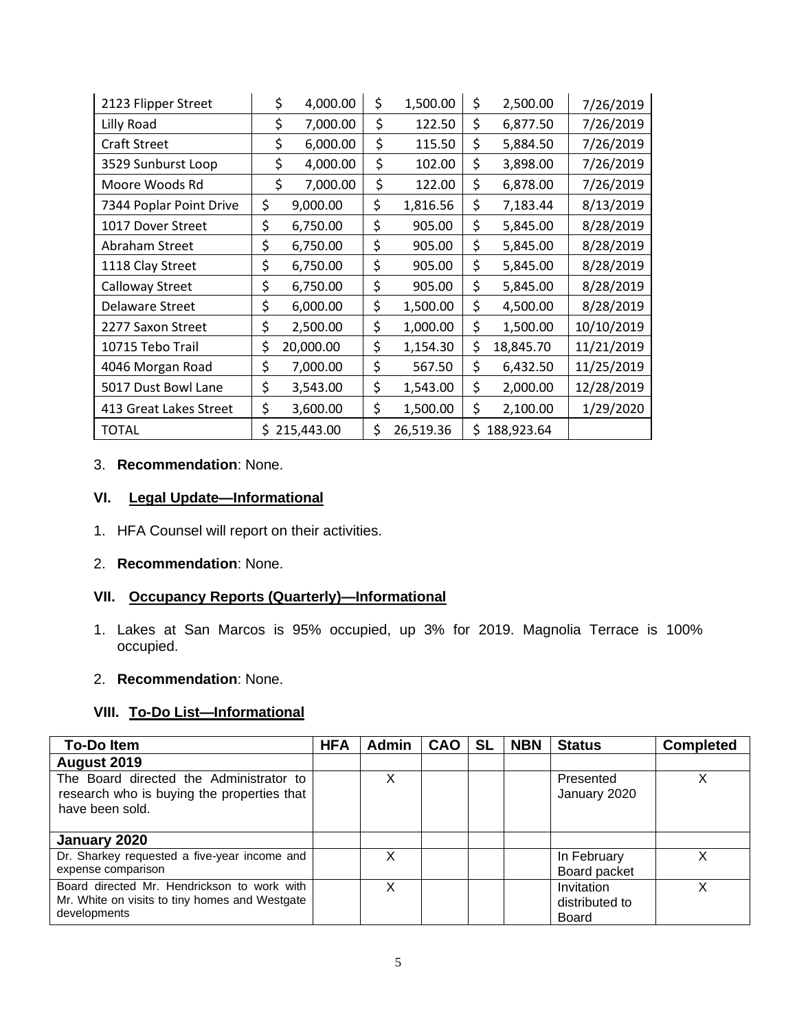| 2123 Flipper Street | $ 4,000.00 | $ 1,500.00 | $ 2,500.00 | 7/26/2019 |
|---|---|---|---|---|
| Lilly Road | $ 7,000.00 | $ 122.50 | $ 6,877.50 | 7/26/2019 |
| Craft Street | $ 6,000.00 | $ 115.50 | $ 5,884.50 | 7/26/2019 |
| 3529 Sunburst Loop | $ 4,000.00 | $ 102.00 | $ 3,898.00 | 7/26/2019 |
| Moore Woods Rd | $ 7,000.00 | $ 122.00 | $ 6,878.00 | 7/26/2019 |
| 7344 Poplar Point Drive | $ 9,000.00 | $ 1,816.56 | $ 7,183.44 | 8/13/2019 |
| 1017 Dover Street | $ 6,750.00 | $ 905.00 | $ 5,845.00 | 8/28/2019 |
| Abraham Street | $ 6,750.00 | $ 905.00 | $ 5,845.00 | 8/28/2019 |
| 1118 Clay Street | $ 6,750.00 | $ 905.00 | $ 5,845.00 | 8/28/2019 |
| Calloway Street | $ 6,750.00 | $ 905.00 | $ 5,845.00 | 8/28/2019 |
| Delaware Street | $ 6,000.00 | $ 1,500.00 | $ 4,500.00 | 8/28/2019 |
| 2277 Saxon Street | $ 2,500.00 | $ 1,000.00 | $ 1,500.00 | 10/10/2019 |
| 10715 Tebo Trail | $ 20,000.00 | $ 1,154.30 | $ 18,845.70 | 11/21/2019 |
| 4046 Morgan Road | $ 7,000.00 | $ 567.50 | $ 6,432.50 | 11/25/2019 |
| 5017 Dust Bowl Lane | $ 3,543.00 | $ 1,543.00 | $ 2,000.00 | 12/28/2019 |
| 413 Great Lakes Street | $ 3,600.00 | $ 1,500.00 | $ 2,100.00 | 1/29/2020 |
| TOTAL | $ 215,443.00 | $ 26,519.36 | $ 188,923.64 | |

3. **Recommendation**: None.

## VI. Legal Update—Informational

1. HFA Counsel will report on their activities.
2. **Recommendation**: None.

## VII. Occupancy Reports (Quarterly)—Informational

1. Lakes at San Marcos is 95% occupied, up 3% for 2019. Magnolia Terrace is 100% occupied.
2. **Recommendation**: None.

## VIII. To-Do List—Informational

| To-Do Item | HFA | Admin | CAO | SL | NBN | Status | Completed |
|---|---|---|---|---|---|---|---|
| **August 2019** | | | | | | | |
| The Board directed the Administrator to research who is buying the properties that have been sold. | | X | | | | Presented January 2020 | X |
| **January 2020** | | | | | | | |
| Dr. Sharkey requested a five-year income and expense comparison | | X | | | | In February Board packet | X |
| Board directed Mr. Hendrickson to work with Mr. White on visits to tiny homes and Westgate developments | | X | | | | Invitation distributed to Board | X |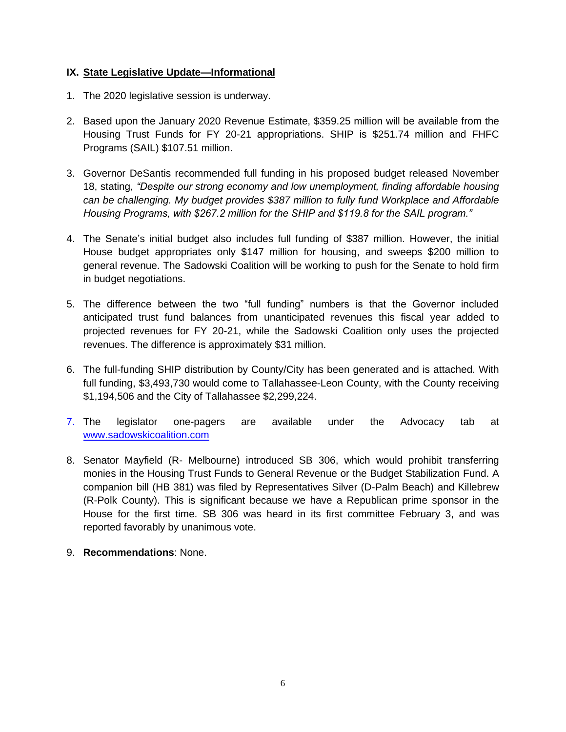## IX. State Legislative Update—Informational

1. The 2020 legislative session is underway.

2. Based upon the January 2020 Revenue Estimate, $359.25 million will be available from the Housing Trust Funds for FY 20-21 appropriations. SHIP is $251.74 million and FHFC Programs (SAIL) $107.51 million.

3. Governor DeSantis recommended full funding in his proposed budget released November 18, stating, *"Despite our strong economy and low unemployment, finding affordable housing can be challenging. My budget provides $387 million to fully fund Workplace and Affordable Housing Programs, with $267.2 million for the SHIP and $119.8 for the SAIL program."*

4. The Senate's initial budget also includes full funding of $387 million. However, the initial House budget appropriates only $147 million for housing, and sweeps $200 million to general revenue. The Sadowski Coalition will be working to push for the Senate to hold firm in budget negotiations.

5. The difference between the two "full funding" numbers is that the Governor included anticipated trust fund balances from unanticipated revenues this fiscal year added to projected revenues for FY 20-21, while the Sadowski Coalition only uses the projected revenues. The difference is approximately $31 million.

6. The full-funding SHIP distribution by County/City has been generated and is attached. With full funding, $3,493,730 would come to Tallahassee-Leon County, with the County receiving $1,194,506 and the City of Tallahassee $2,299,224.

7. The legislator one-pagers are available under the Advocacy tab at [www.sadowskicoalition.com](http://www.sadowskicoalition.com)

8. Senator Mayfield (R- Melbourne) introduced SB 306, which would prohibit transferring monies in the Housing Trust Funds to General Revenue or the Budget Stabilization Fund. A companion bill (HB 381) was filed by Representatives Silver (D-Palm Beach) and Killebrew (R-Polk County). This is significant because we have a Republican prime sponsor in the House for the first time. SB 306 was heard in its first committee February 3, and was reported favorably by unanimous vote.

9. **Recommendations**: None.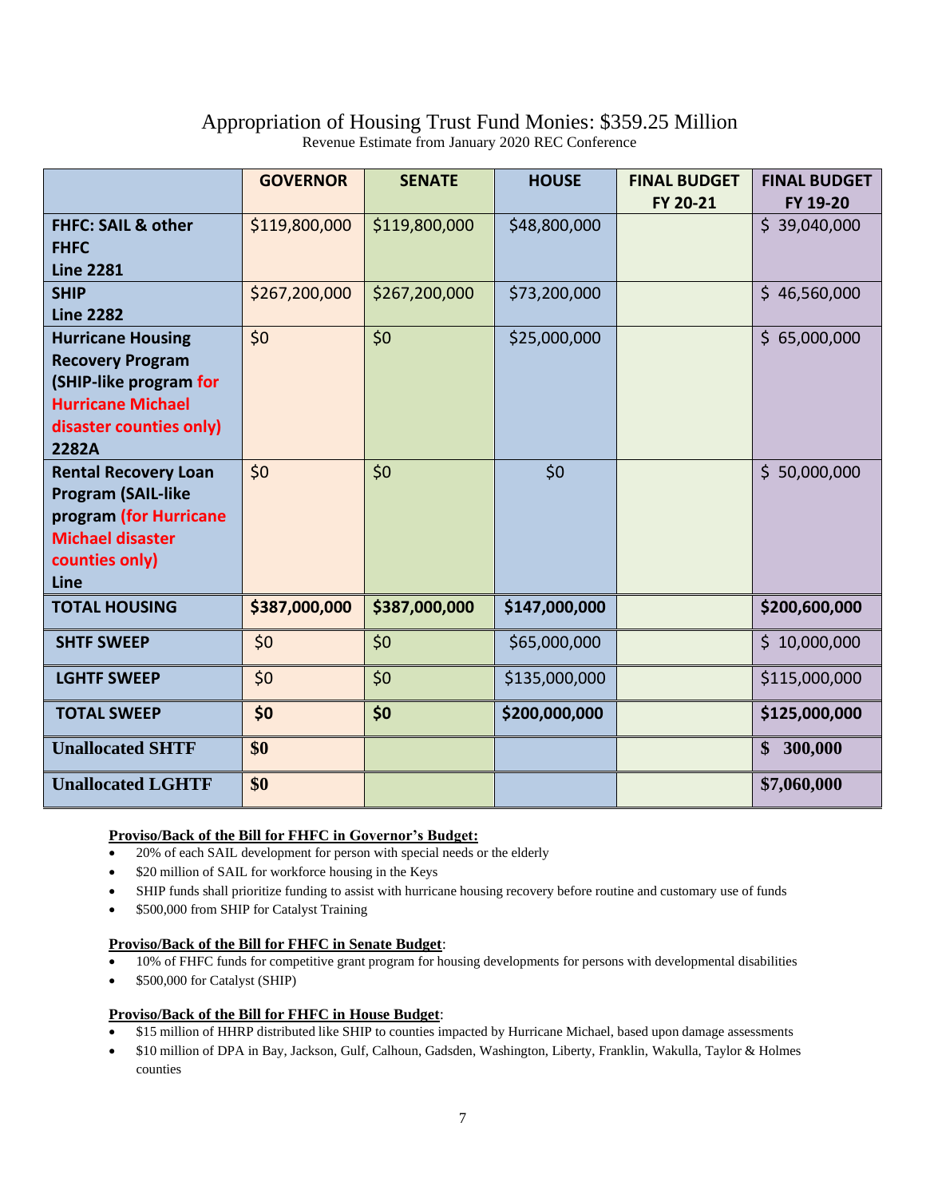# Appropriation of Housing Trust Fund Monies: $359.25 Million

Revenue Estimate from January 2020 REC Conference

| | GOVERNOR | SENATE | HOUSE | FINAL BUDGET FY 20-21 | FINAL BUDGET FY 19-20 |
|---|---|---|---|---|---|
| **FHFC: SAIL & other FHFC Line 2281** | $119,800,000 | $119,800,000 | $48,800,000 | | $ 39,040,000 |
| **SHIP Line 2282** | $267,200,000 | $267,200,000 | $73,200,000 | | $ 46,560,000 |
| **Hurricane Housing Recovery Program (SHIP-like program for Hurricane Michael disaster counties only) 2282A** | $0 | $0 | $25,000,000 | | $ 65,000,000 |
| **Rental Recovery Loan Program (SAIL-like program (for Hurricane Michael disaster counties only) Line** | $0 | $0 | $0 | | $ 50,000,000 |
| **TOTAL HOUSING** | **$387,000,000** | **$387,000,000** | **$147,000,000** | | **$200,600,000** |
| **SHTF SWEEP** | $0 | $0 | $65,000,000 | | $ 10,000,000 |
| **LGHTF SWEEP** | $0 | $0 | $135,000,000 | | $115,000,000 |
| **TOTAL SWEEP** | **$0** | **$0** | **$200,000,000** | | **$125,000,000** |
| **Unallocated SHTF** | **$0** | | | | **$ 300,000** |
| **Unallocated LGHTF** | **$0** | | | | **$7,060,000** |

**Proviso/Back of the Bill for FHFC in Governor's Budget:**

- 20% of each SAIL development for person with special needs or the elderly
- $20 million of SAIL for workforce housing in the Keys
- SHIP funds shall prioritize funding to assist with hurricane housing recovery before routine and customary use of funds
- $500,000 from SHIP for Catalyst Training

**Proviso/Back of the Bill for FHFC in Senate Budget**:

- 10% of FHFC funds for competitive grant program for housing developments for persons with developmental disabilities
- $500,000 for Catalyst (SHIP)

**Proviso/Back of the Bill for FHFC in House Budget**:

- $15 million of HHRP distributed like SHIP to counties impacted by Hurricane Michael, based upon damage assessments
- $10 million of DPA in Bay, Jackson, Gulf, Calhoun, Gadsden, Washington, Liberty, Franklin, Wakulla, Taylor & Holmes counties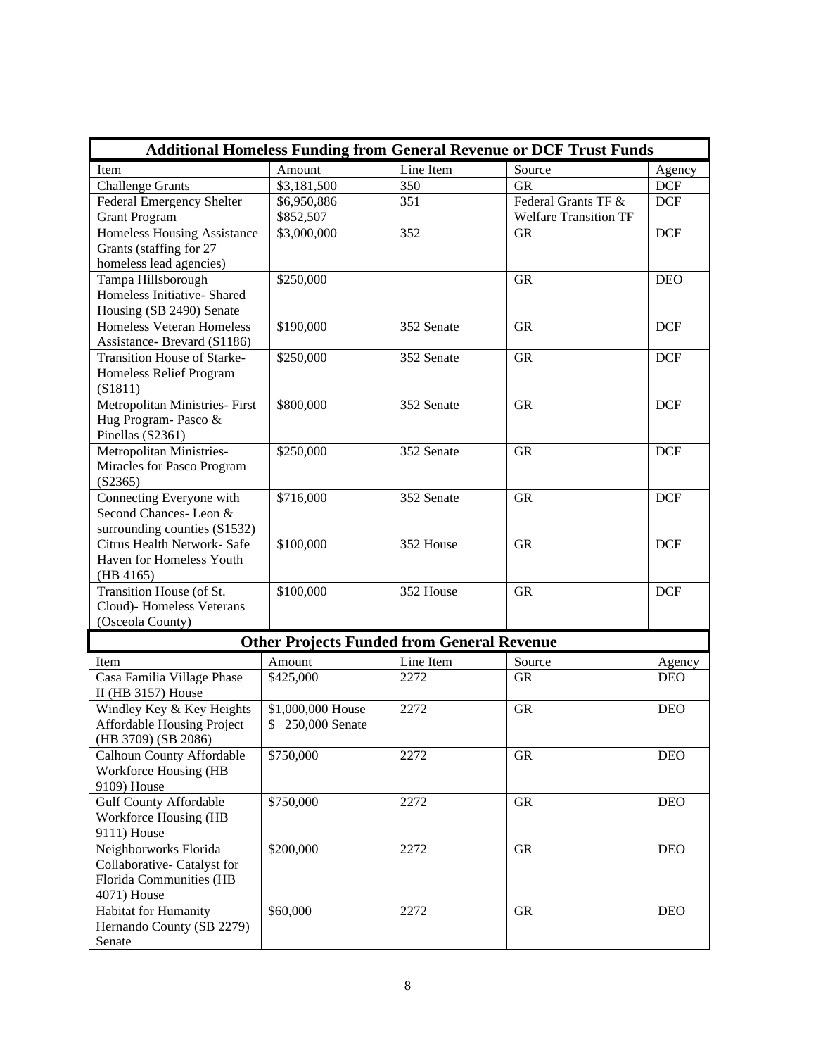| Additional Homeless Funding from General Revenue or DCF Trust Funds | | | | |
|---|---|---|---|---|
| Item | Amount | Line Item | Source | Agency |
| Challenge Grants | $3,181,500 | 350 | GR | DCF |
| Federal Emergency Shelter Grant Program | $6,950,886<br>$852,507 | 351 | Federal Grants TF &<br>Welfare Transition TF | DCF |
| Homeless Housing Assistance Grants (staffing for 27 homeless lead agencies) | $3,000,000 | 352 | GR | DCF |
| Tampa Hillsborough Homeless Initiative- Shared Housing (SB 2490) Senate | $250,000 | | GR | DEO |
| Homeless Veteran Homeless Assistance- Brevard (S1186) | $190,000 | 352 Senate | GR | DCF |
| Transition House of Starke- Homeless Relief Program (S1811) | $250,000 | 352 Senate | GR | DCF |
| Metropolitan Ministries- First Hug Program- Pasco & Pinellas (S2361) | $800,000 | 352 Senate | GR | DCF |
| Metropolitan Ministries- Miracles for Pasco Program (S2365) | $250,000 | 352 Senate | GR | DCF |
| Connecting Everyone with Second Chances- Leon & surrounding counties (S1532) | $716,000 | 352 Senate | GR | DCF |
| Citrus Health Network- Safe Haven for Homeless Youth (HB 4165) | $100,000 | 352 House | GR | DCF |
| Transition House (of St. Cloud)- Homeless Veterans (Osceola County) | $100,000 | 352 House | GR | DCF |

| Other Projects Funded from General Revenue | | | | |
|---|---|---|---|---|
| Item | Amount | Line Item | Source | Agency |
| Casa Familia Village Phase II (HB 3157) House | $425,000 | 2272 | GR | DEO |
| Windley Key & Key Heights Affordable Housing Project (HB 3709) (SB 2086) | $1,000,000 House<br>$ 250,000 Senate | 2272 | GR | DEO |
| Calhoun County Affordable Workforce Housing (HB 9109) House | $750,000 | 2272 | GR | DEO |
| Gulf County Affordable Workforce Housing (HB 9111) House | $750,000 | 2272 | GR | DEO |
| Neighborworks Florida Collaborative- Catalyst for Florida Communities (HB 4071) House | $200,000 | 2272 | GR | DEO |
| Habitat for Humanity Hernando County (SB 2279) Senate | $60,000 | 2272 | GR | DEO |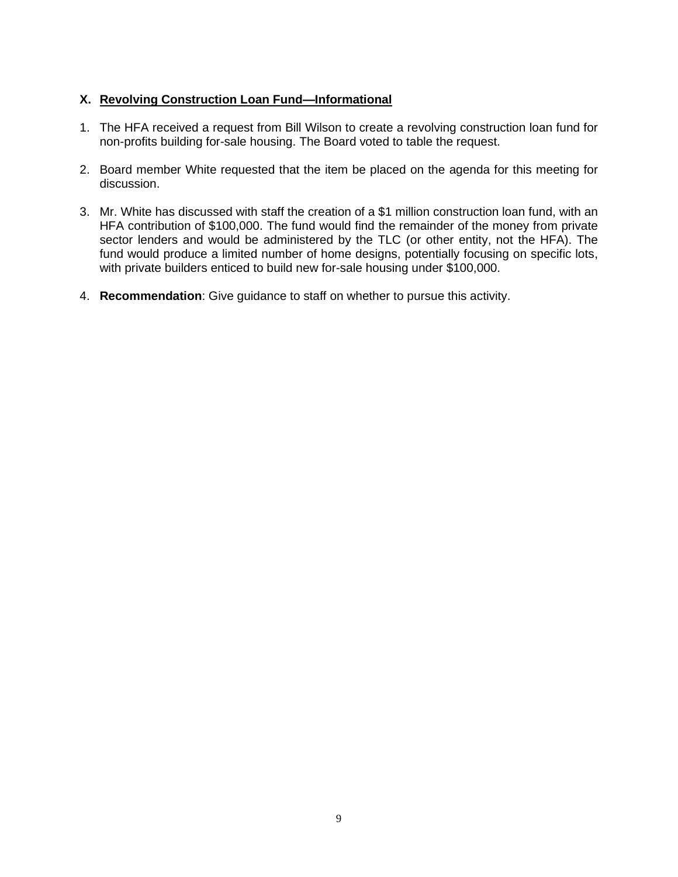## X. Revolving Construction Loan Fund—Informational

1. The HFA received a request from Bill Wilson to create a revolving construction loan fund for non-profits building for-sale housing. The Board voted to table the request.

2. Board member White requested that the item be placed on the agenda for this meeting for discussion.

3. Mr. White has discussed with staff the creation of a $1 million construction loan fund, with an HFA contribution of $100,000. The fund would find the remainder of the money from private sector lenders and would be administered by the TLC (or other entity, not the HFA). The fund would produce a limited number of home designs, potentially focusing on specific lots, with private builders enticed to build new for-sale housing under $100,000.

4. **Recommendation**: Give guidance to staff on whether to pursue this activity.